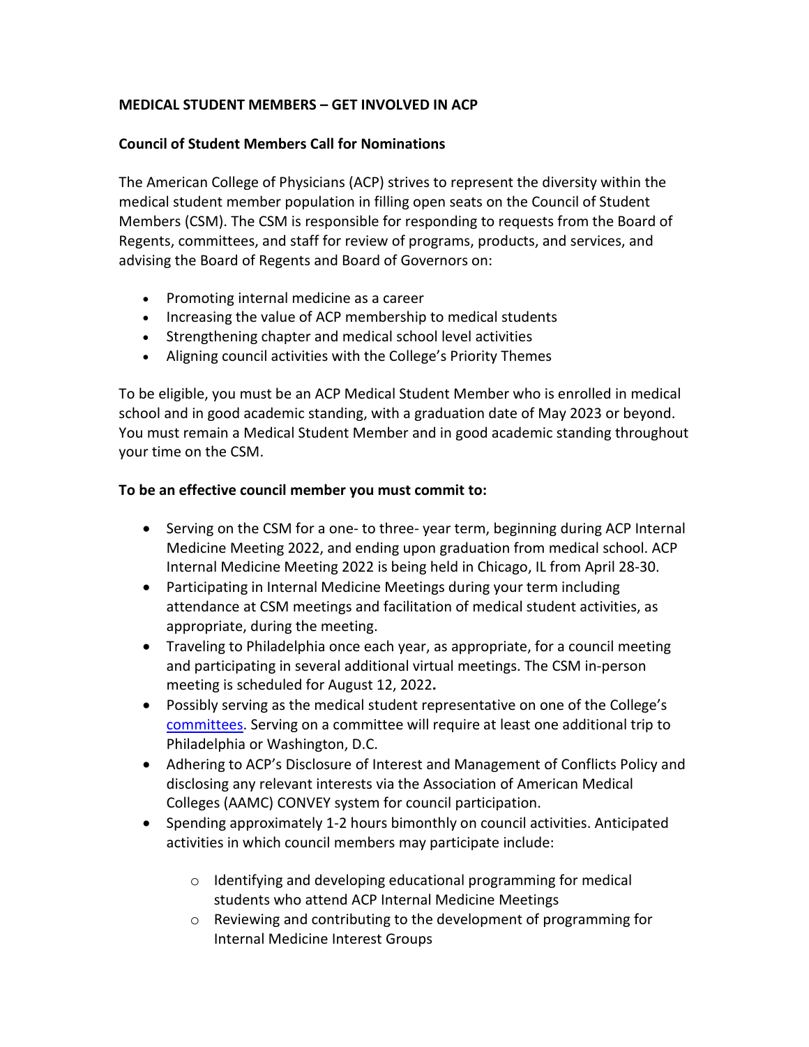**MEDICAL STUDENT MEMBERS – GET INVOLVED IN ACP**

**Council of Student Members Call for Nominations**

The American College of Physicians (ACP) strives to represent the diversity within the medical student member population in filling open seats on the Council of Student Members (CSM). The CSM is responsible for responding to requests from the Board of Regents, committees, and staff for review of programs, products, and services, and advising the Board of Regents and Board of Governors on:

- Promoting internal medicine as a career
- Increasing the value of ACP membership to medical students
- Strengthening chapter and medical school level activities
- Aligning council activities with the College's Priority Themes

To be eligible, you must be an ACP Medical Student Member who is enrolled in medical school and in good academic standing, with a graduation date of May 2023 or beyond. You must remain a Medical Student Member and in good academic standing throughout your time on the CSM.

**To be an effective council member you must commit to:**

- Serving on the CSM for a one- to three- year term, beginning during ACP Internal Medicine Meeting 2022, and ending upon graduation from medical school. ACP Internal Medicine Meeting 2022 is being held in Chicago, IL from April 28-30.
- Participating in Internal Medicine Meetings during your term including attendance at CSM meetings and facilitation of medical student activities, as appropriate, during the meeting.
- Traveling to Philadelphia once each year, as appropriate, for a council meeting and participating in several additional virtual meetings. The CSM in-person meeting is scheduled for August 12, 2022.
- Possibly serving as the medical student representative on one of the College's committees. Serving on a committee will require at least one additional trip to Philadelphia or Washington, D.C.
- Adhering to ACP's Disclosure of Interest and Management of Conflicts Policy and disclosing any relevant interests via the Association of American Medical Colleges (AAMC) CONVEY system for council participation.
- Spending approximately 1-2 hours bimonthly on council activities. Anticipated activities in which council members may participate include:
  - Identifying and developing educational programming for medical students who attend ACP Internal Medicine Meetings
  - Reviewing and contributing to the development of programming for Internal Medicine Interest Groups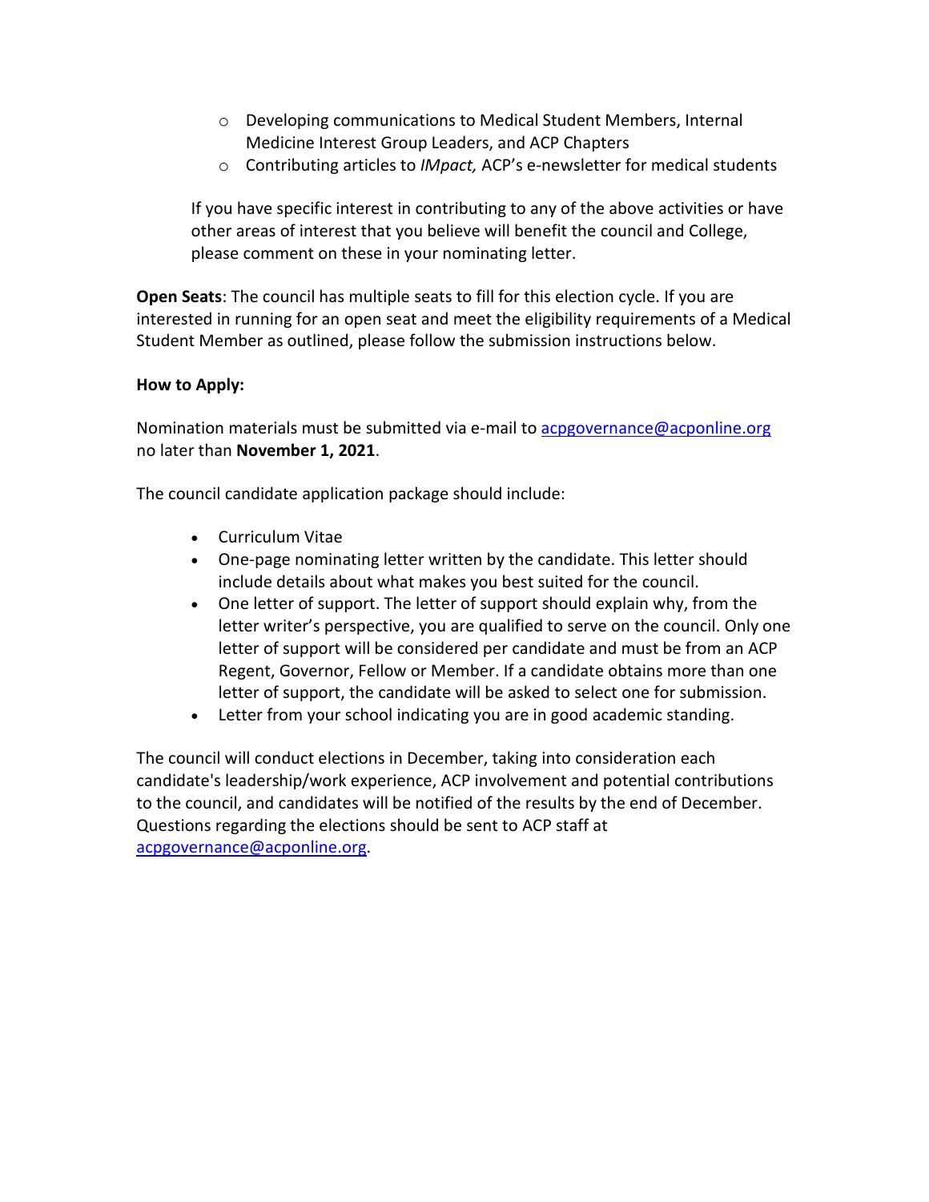- Developing communications to Medical Student Members, Internal Medicine Interest Group Leaders, and ACP Chapters
- Contributing articles to *IMpact,* ACP's e-newsletter for medical students

If you have specific interest in contributing to any of the above activities or have other areas of interest that you believe will benefit the council and College, please comment on these in your nominating letter.

**Open Seats**: The council has multiple seats to fill for this election cycle. If you are interested in running for an open seat and meet the eligibility requirements of a Medical Student Member as outlined, please follow the submission instructions below.

**How to Apply:**

Nomination materials must be submitted via e-mail to acpgovernance@acponline.org no later than **November 1, 2021**.

The council candidate application package should include:

- Curriculum Vitae
- One-page nominating letter written by the candidate. This letter should include details about what makes you best suited for the council.
- One letter of support. The letter of support should explain why, from the letter writer's perspective, you are qualified to serve on the council. Only one letter of support will be considered per candidate and must be from an ACP Regent, Governor, Fellow or Member. If a candidate obtains more than one letter of support, the candidate will be asked to select one for submission.
- Letter from your school indicating you are in good academic standing.

The council will conduct elections in December, taking into consideration each candidate's leadership/work experience, ACP involvement and potential contributions to the council, and candidates will be notified of the results by the end of December. Questions regarding the elections should be sent to ACP staff at acpgovernance@acponline.org.